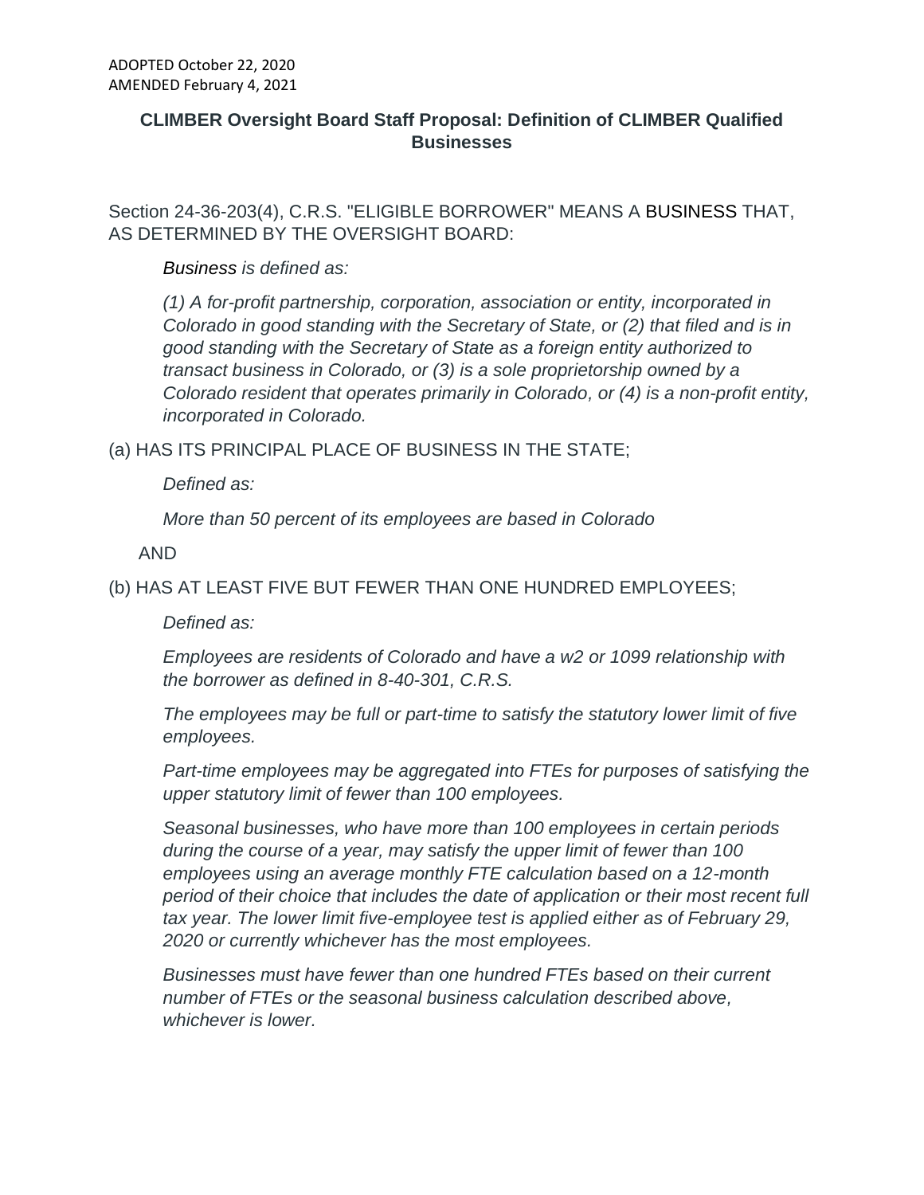ADOPTED October 22, 2020
AMENDED February 4, 2021

## CLIMBER Oversight Board Staff Proposal: Definition of CLIMBER Qualified Businesses

Section 24-36-203(4), C.R.S. "ELIGIBLE BORROWER" MEANS A BUSINESS THAT, AS DETERMINED BY THE OVERSIGHT BOARD:

> *Business is defined as:*
>
> *(1) A for-profit partnership, corporation, association or entity, incorporated in Colorado in good standing with the Secretary of State, or (2) that filed and is in good standing with the Secretary of State as a foreign entity authorized to transact business in Colorado, or (3) is a sole proprietorship owned by a Colorado resident that operates primarily in Colorado, or (4) is a non-profit entity, incorporated in Colorado.*

(a) HAS ITS PRINCIPAL PLACE OF BUSINESS IN THE STATE;

> *Defined as:*
>
> *More than 50 percent of its employees are based in Colorado*

AND

(b) HAS AT LEAST FIVE BUT FEWER THAN ONE HUNDRED EMPLOYEES;

> *Defined as:*
>
> *Employees are residents of Colorado and have a w2 or 1099 relationship with the borrower as defined in 8-40-301, C.R.S.*
>
> *The employees may be full or part-time to satisfy the statutory lower limit of five employees.*
>
> *Part-time employees may be aggregated into FTEs for purposes of satisfying the upper statutory limit of fewer than 100 employees.*
>
> *Seasonal businesses, who have more than 100 employees in certain periods during the course of a year, may satisfy the upper limit of fewer than 100 employees using an average monthly FTE calculation based on a 12-month period of their choice that includes the date of application or their most recent full tax year. The lower limit five-employee test is applied either as of February 29, 2020 or currently whichever has the most employees.*
>
> *Businesses must have fewer than one hundred FTEs based on their current number of FTEs or the seasonal business calculation described above, whichever is lower.*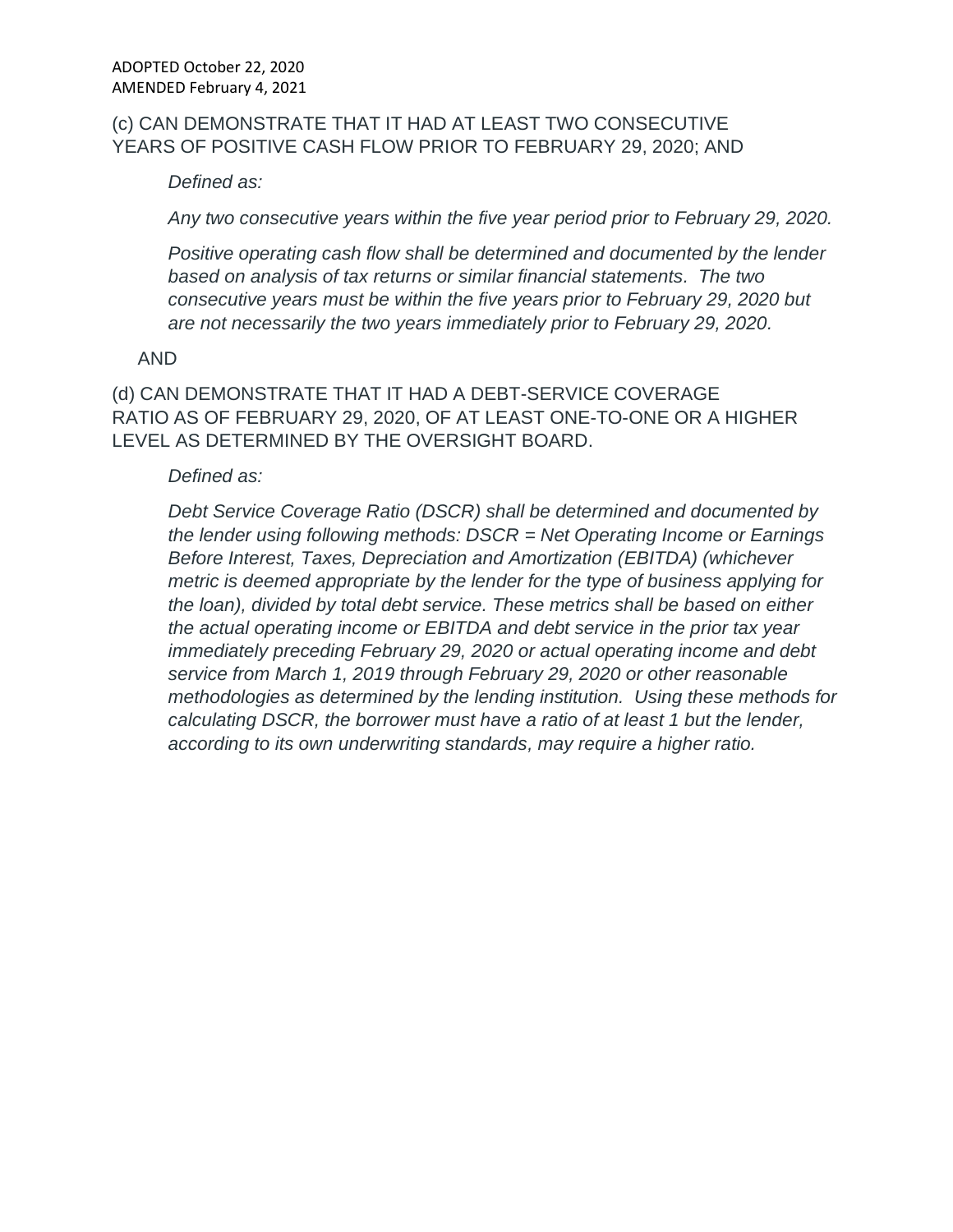ADOPTED October 22, 2020
AMENDED February 4, 2021

(c) CAN DEMONSTRATE THAT IT HAD AT LEAST TWO CONSECUTIVE YEARS OF POSITIVE CASH FLOW PRIOR TO FEBRUARY 29, 2020; AND

*Defined as:*

*Any two consecutive years within the five year period prior to February 29, 2020.*

*Positive operating cash flow shall be determined and documented by the lender based on analysis of tax returns or similar financial statements. The two consecutive years must be within the five years prior to February 29, 2020 but are not necessarily the two years immediately prior to February 29, 2020.*

AND

(d) CAN DEMONSTRATE THAT IT HAD A DEBT-SERVICE COVERAGE RATIO AS OF FEBRUARY 29, 2020, OF AT LEAST ONE-TO-ONE OR A HIGHER LEVEL AS DETERMINED BY THE OVERSIGHT BOARD.

*Defined as:*

*Debt Service Coverage Ratio (DSCR) shall be determined and documented by the lender using following methods: DSCR = Net Operating Income or Earnings Before Interest, Taxes, Depreciation and Amortization (EBITDA) (whichever metric is deemed appropriate by the lender for the type of business applying for the loan), divided by total debt service. These metrics shall be based on either the actual operating income or EBITDA and debt service in the prior tax year immediately preceding February 29, 2020 or actual operating income and debt service from March 1, 2019 through February 29, 2020 or other reasonable methodologies as determined by the lending institution. Using these methods for calculating DSCR, the borrower must have a ratio of at least 1 but the lender, according to its own underwriting standards, may require a higher ratio.*